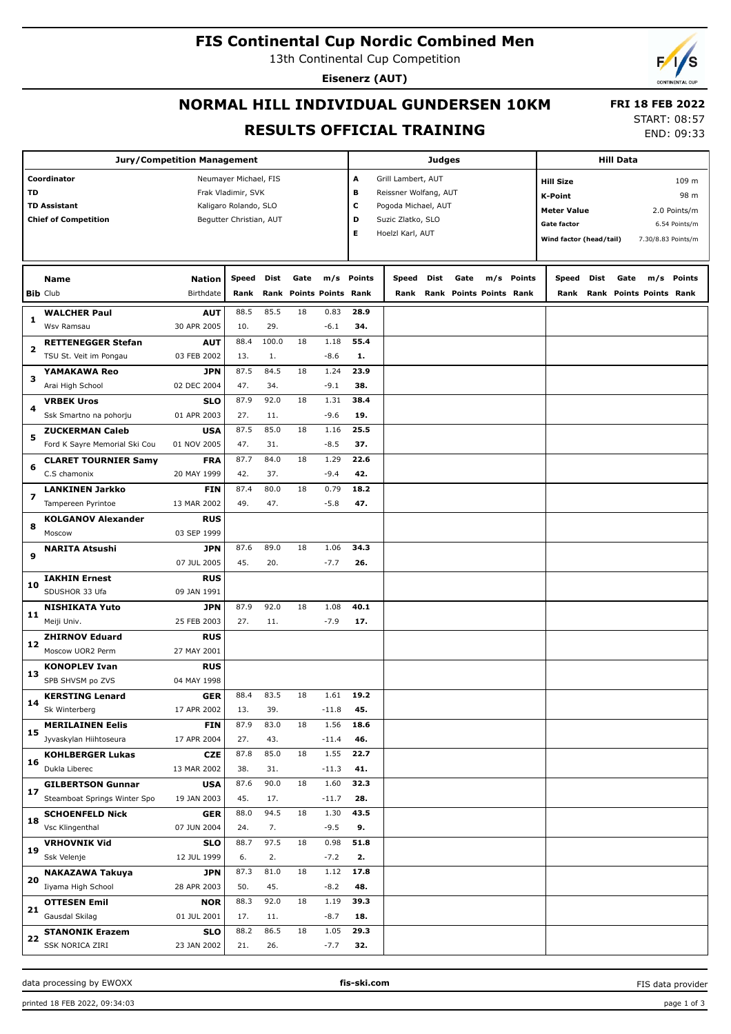# FIS Continental Cup Nordic Combined Men

13th Continental Cup Competition

**Eisenerz (AUT)**

## NORMAL HILL INDIVIDUAL GUNDERSEN 10KM

## RESULTS OFFICIAL TRAINING

**FRI 18 FEB 2022**

START: 08:57
END: 09:33

| Jury/Competition Management | |
|---|---|
| Coordinator | Neumayer Michael, FIS |
| TD | Frak Vladimir, SVK |
| TD Assistant | Kaligaro Rolando, SLO |
| Chief of Competition | Begutter Christian, AUT |

| Judges | |
|---|---|
| A | Grill Lambert, AUT |
| B | Reissner Wolfang, AUT |
| C | Pogoda Michael, AUT |
| D | Suzic Zlatko, SLO |
| E | Hoelzl Karl, AUT |

| Hill Data | |
|---|---|
| Hill Size | 109 m |
| K-Point | 98 m |
| Meter Value | 2.0 Points/m |
| Gate factor | 6.54 Points/m |
| Wind factor (head/tail) | 7.30/8.83 Points/m |

| Bib | Name / Club | Nation / Birthdate | Speed / Rank | Dist / Rank | Gate / Points | m/s / Points | Points / Rank |
|---|---|---|---|---|---|---|---|
| 1 | **WALCHER Paul** / Wsv Ramsau | **AUT** / 30 APR 2005 | 88.5 / 10. | 85.5 / 29. | 18 | 0.83 / -6.1 | **28.9** / **34.** |
| 2 | **RETTENEGGER Stefan** / TSU St. Veit im Pongau | **AUT** / 03 FEB 2002 | 88.4 / 13. | 100.0 / 1. | 18 | 1.18 / -8.6 | **55.4** / **1.** |
| 3 | **YAMAKAWA Reo** / Arai High School | **JPN** / 02 DEC 2004 | 87.5 / 47. | 84.5 / 34. | 18 | 1.24 / -9.1 | **23.9** / **38.** |
| 4 | **VRBEK Uros** / Ssk Smartno na pohorju | **SLO** / 01 APR 2003 | 87.9 / 27. | 92.0 / 11. | 18 | 1.31 / -9.6 | **38.4** / **19.** |
| 5 | **ZUCKERMAN Caleb** / Ford K Sayre Memorial Ski Cou | **USA** / 01 NOV 2005 | 87.5 / 47. | 85.0 / 31. | 18 | 1.16 / -8.5 | **25.5** / **37.** |
| 6 | **CLARET TOURNIER Samy** / C.S chamonix | **FRA** / 20 MAY 1999 | 87.7 / 42. | 84.0 / 37. | 18 | 1.29 / -9.4 | **22.6** / **42.** |
| 7 | **LANKINEN Jarkko** / Tampereen Pyrintoe | **FIN** / 13 MAR 2002 | 87.4 / 49. | 80.0 / 47. | 18 | 0.79 / -5.8 | **18.2** / **47.** |
| 8 | **KOLGANOV Alexander** / Moscow | **RUS** / 03 SEP 1999 | | | | | |
| 9 | **NARITA Atsushi** | **JPN** / 07 JUL 2005 | 87.6 / 45. | 89.0 / 20. | 18 | 1.06 / -7.7 | **34.3** / **26.** |
| 10 | **IAKHIN Ernest** / SDUSHOR 33 Ufa | **RUS** / 09 JAN 1991 | | | | | |
| 11 | **NISHIKATA Yuto** / Meiji Univ. | **JPN** / 25 FEB 2003 | 87.9 / 27. | 92.0 / 11. | 18 | 1.08 / -7.9 | **40.1** / **17.** |
| 12 | **ZHIRNOV Eduard** / Moscow UOR2 Perm | **RUS** / 27 MAY 2001 | | | | | |
| 13 | **KONOPLEV Ivan** / SPB SHVSM po ZVS | **RUS** / 04 MAY 1998 | | | | | |
| 14 | **KERSTING Lenard** / Sk Winterberg | **GER** / 17 APR 2002 | 88.4 / 13. | 83.5 / 39. | 18 | 1.61 / -11.8 | **19.2** / **45.** |
| 15 | **MERILAINEN Eelis** / Jyvaskylan Hiihtoseura | **FIN** / 17 APR 2004 | 87.9 / 27. | 83.0 / 43. | 18 | 1.56 / -11.4 | **18.6** / **46.** |
| 16 | **KOHLBERGER Lukas** / Dukla Liberec | **CZE** / 13 MAR 2002 | 87.8 / 38. | 85.0 / 31. | 18 | 1.55 / -11.3 | **22.7** / **41.** |
| 17 | **GILBERTSON Gunnar** / Steamboat Springs Winter Spo | **USA** / 19 JAN 2003 | 87.6 / 45. | 90.0 / 17. | 18 | 1.60 / -11.7 | **32.3** / **28.** |
| 18 | **SCHOENFELD Nick** / Vsc Klingenthal | **GER** / 07 JUN 2004 | 88.0 / 24. | 94.5 / 7. | 18 | 1.30 / -9.5 | **43.5** / **9.** |
| 19 | **VRHOVNIK Vid** / Ssk Velenje | **SLO** / 12 JUL 1999 | 88.7 / 6. | 97.5 / 2. | 18 | 0.98 / -7.2 | **51.8** / **2.** |
| 20 | **NAKAZAWA Takuya** / Iiyama High School | **JPN** / 28 APR 2003 | 87.3 / 50. | 81.0 / 45. | 18 | 1.12 / -8.2 | **17.8** / **48.** |
| 21 | **OTTESEN Emil** / Gausdal Skilag | **NOR** / 01 JUL 2001 | 88.3 / 17. | 92.0 / 11. | 18 | 1.19 / -8.7 | **39.3** / **18.** |
| 22 | **STANONIK Erazem** / SSK NORICA ZIRI | **SLO** / 23 JAN 2002 | 88.2 / 21. | 86.5 / 26. | 18 | 1.05 / -7.7 | **29.3** / **32.** |

data processing by EWOXX — fis-ski.com — FIS data provider

printed 18 FEB 2022, 09:34:03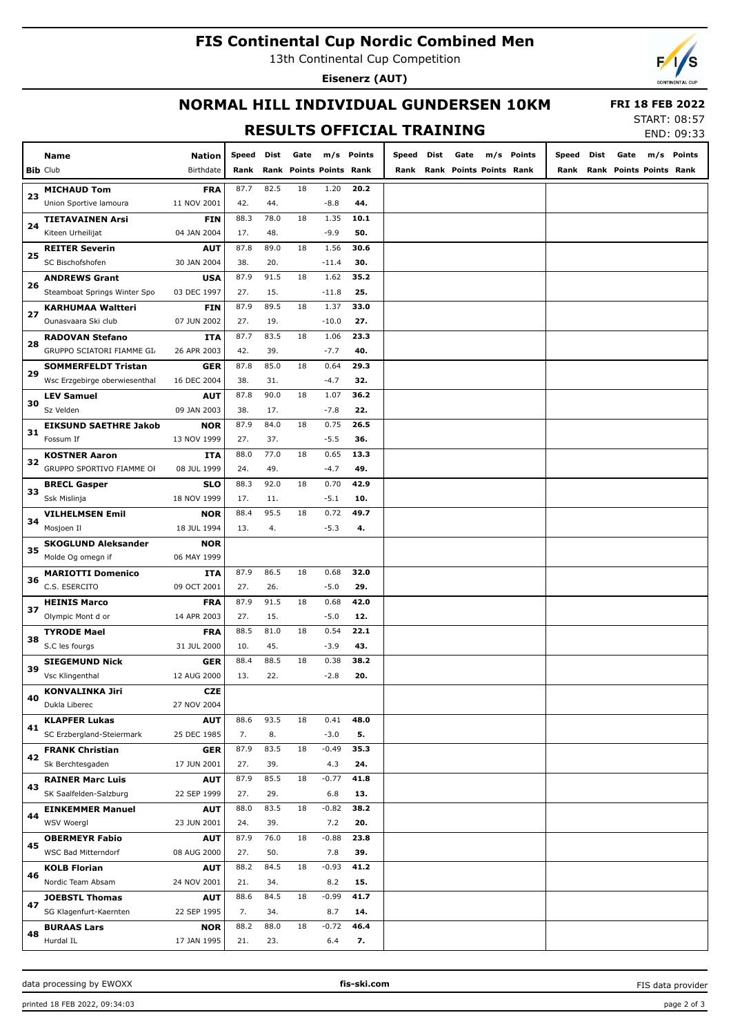# FIS Continental Cup Nordic Combined Men

13th Continental Cup Competition

**Eisenerz (AUT)**

## NORMAL HILL INDIVIDUAL GUNDERSEN 10KM

**FRI 18 FEB 2022**

START: 08:57

END: 09:33

## RESULTS OFFICIAL TRAINING

| Bib | Name / Club | Nation / Birthdate | Speed Rank | Dist Rank | Gate Points | m/s Points | Points Rank | Speed Rank | Dist Rank | Gate Points | m/s Points | Points Rank | Speed Rank | Dist Rank | Gate Points | m/s Points | Points Rank |
|---|---|---|---|---|---|---|---|---|---|---|---|---|---|---|---|---|---|
| 23 | **MICHAUD Tom** | **FRA** | 87.7 | 82.5 | 18 | 1.20 | **20.2** | | | | | | | | | | |
| | Union Sportive lamoura | 11 NOV 2001 | 42. | 44. | | -8.8 | **44.** | | | | | | | | | | |
| 24 | **TIETAVAINEN Arsi** | **FIN** | 88.3 | 78.0 | 18 | 1.35 | **10.1** | | | | | | | | | | |
| | Kiteen Urheilijat | 04 JAN 2004 | 17. | 48. | | -9.9 | **50.** | | | | | | | | | | |
| 25 | **REITER Severin** | **AUT** | 87.8 | 89.0 | 18 | 1.56 | **30.6** | | | | | | | | | | |
| | SC Bischofshofen | 30 JAN 2004 | 38. | 20. | | -11.4 | **30.** | | | | | | | | | | |
| 26 | **ANDREWS Grant** | **USA** | 87.9 | 91.5 | 18 | 1.62 | **35.2** | | | | | | | | | | |
| | Steamboat Springs Winter Spo | 03 DEC 1997 | 27. | 15. | | -11.8 | **25.** | | | | | | | | | | |
| 27 | **KARHUMAA Waltteri** | **FIN** | 87.9 | 89.5 | 18 | 1.37 | **33.0** | | | | | | | | | | |
| | Ounasvaara Ski club | 07 JUN 2002 | 27. | 19. | | -10.0 | **27.** | | | | | | | | | | |
| 28 | **RADOVAN Stefano** | **ITA** | 87.7 | 83.5 | 18 | 1.06 | **23.3** | | | | | | | | | | |
| | GRUPPO SCIATORI FIAMME GI. | 26 APR 2003 | 42. | 39. | | -7.7 | **40.** | | | | | | | | | | |
| 29 | **SOMMERFELDT Tristan** | **GER** | 87.8 | 85.0 | 18 | 0.64 | **29.3** | | | | | | | | | | |
| | Wsc Erzgebirge oberwiesenthal | 16 DEC 2004 | 38. | 31. | | -4.7 | **32.** | | | | | | | | | | |
| 30 | **LEV Samuel** | **AUT** | 87.8 | 90.0 | 18 | 1.07 | **36.2** | | | | | | | | | | |
| | Sz Velden | 09 JAN 2003 | 38. | 17. | | -7.8 | **22.** | | | | | | | | | | |
| 31 | **EIKSUND SAETHRE Jakob** | **NOR** | 87.9 | 84.0 | 18 | 0.75 | **26.5** | | | | | | | | | | |
| | Fossum If | 13 NOV 1999 | 27. | 37. | | -5.5 | **36.** | | | | | | | | | | |
| 32 | **KOSTNER Aaron** | **ITA** | 88.0 | 77.0 | 18 | 0.65 | **13.3** | | | | | | | | | | |
| | GRUPPO SPORTIVO FIAMME OI | 08 JUL 1999 | 24. | 49. | | -4.7 | **49.** | | | | | | | | | | |
| 33 | **BRECL Gasper** | **SLO** | 88.3 | 92.0 | 18 | 0.70 | **42.9** | | | | | | | | | | |
| | Ssk Mislinja | 18 NOV 1999 | 17. | 11. | | -5.1 | **10.** | | | | | | | | | | |
| 34 | **VILHELMSEN Emil** | **NOR** | 88.4 | 95.5 | 18 | 0.72 | **49.7** | | | | | | | | | | |
| | Mosjoen Il | 18 JUL 1994 | 13. | 4. | | -5.3 | **4.** | | | | | | | | | | |
| 35 | **SKOGLUND Aleksander** | **NOR** | | | | | | | | | | | | | | | |
| | Molde Og omegn if | 06 MAY 1999 | | | | | | | | | | | | | | | |
| 36 | **MARIOTTI Domenico** | **ITA** | 87.9 | 86.5 | 18 | 0.68 | **32.0** | | | | | | | | | | |
| | C.S. ESERCITO | 09 OCT 2001 | 27. | 26. | | -5.0 | **29.** | | | | | | | | | | |
| 37 | **HEINIS Marco** | **FRA** | 87.9 | 91.5 | 18 | 0.68 | **42.0** | | | | | | | | | | |
| | Olympic Mont d or | 14 APR 2003 | 27. | 15. | | -5.0 | **12.** | | | | | | | | | | |
| 38 | **TYRODE Mael** | **FRA** | 88.5 | 81.0 | 18 | 0.54 | **22.1** | | | | | | | | | | |
| | S.C les fourgs | 31 JUL 2000 | 10. | 45. | | -3.9 | **43.** | | | | | | | | | | |
| 39 | **SIEGEMUND Nick** | **GER** | 88.4 | 88.5 | 18 | 0.38 | **38.2** | | | | | | | | | | |
| | Vsc Klingenthal | 12 AUG 2000 | 13. | 22. | | -2.8 | **20.** | | | | | | | | | | |
| 40 | **KONVALINKA Jiri** | **CZE** | | | | | | | | | | | | | | | |
| | Dukla Liberec | 27 NOV 2004 | | | | | | | | | | | | | | | |
| 41 | **KLAPFER Lukas** | **AUT** | 88.6 | 93.5 | 18 | 0.41 | **48.0** | | | | | | | | | | |
| | SC Erzbergland-Steiermark | 25 DEC 1985 | 7. | 8. | | -3.0 | **5.** | | | | | | | | | | |
| 42 | **FRANK Christian** | **GER** | 87.9 | 83.5 | 18 | -0.49 | **35.3** | | | | | | | | | | |
| | Sk Berchtesgaden | 17 JUN 2001 | 27. | 39. | | 4.3 | **24.** | | | | | | | | | | |
| 43 | **RAINER Marc Luis** | **AUT** | 87.9 | 85.5 | 18 | -0.77 | **41.8** | | | | | | | | | | |
| | SK Saalfelden-Salzburg | 22 SEP 1999 | 27. | 29. | | 6.8 | **13.** | | | | | | | | | | |
| 44 | **EINKEMMER Manuel** | **AUT** | 88.0 | 83.5 | 18 | -0.82 | **38.2** | | | | | | | | | | |
| | WSV Woergl | 23 JUN 2001 | 24. | 39. | | 7.2 | **20.** | | | | | | | | | | |
| 45 | **OBERMEYR Fabio** | **AUT** | 87.9 | 76.0 | 18 | -0.88 | **23.8** | | | | | | | | | | |
| | WSC Bad Mitterndorf | 08 AUG 2000 | 27. | 50. | | 7.8 | **39.** | | | | | | | | | | |
| 46 | **KOLB Florian** | **AUT** | 88.2 | 84.5 | 18 | -0.93 | **41.2** | | | | | | | | | | |
| | Nordic Team Absam | 24 NOV 2001 | 21. | 34. | | 8.2 | **15.** | | | | | | | | | | |
| 47 | **JOEBSTL Thomas** | **AUT** | 88.6 | 84.5 | 18 | -0.99 | **41.7** | | | | | | | | | | |
| | SG Klagenfurt-Kaernten | 22 SEP 1995 | 7. | 34. | | 8.7 | **14.** | | | | | | | | | | |
| 48 | **BURAAS Lars** | **NOR** | 88.2 | 88.0 | 18 | -0.72 | **46.4** | | | | | | | | | | |
| | Hurdal IL | 17 JAN 1995 | 21. | 23. | | 6.4 | **7.** | | | | | | | | | | |

data processing by EWOXX | fis-ski.com | FIS data provider

printed 18 FEB 2022, 09:34:03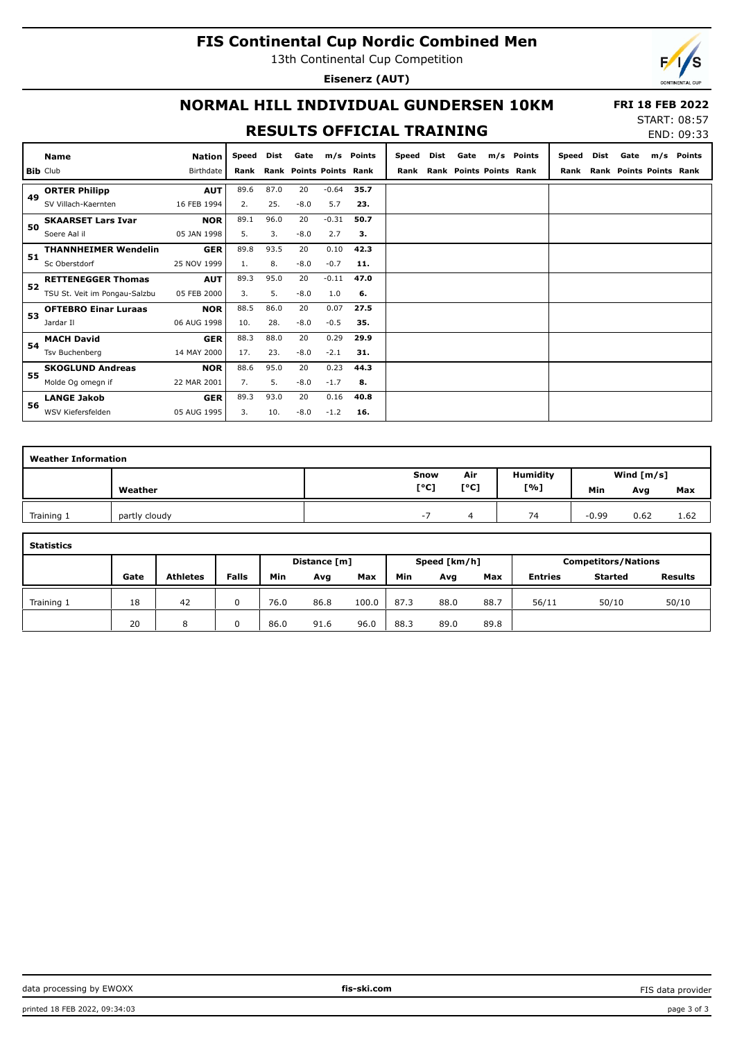# FIS Continental Cup Nordic Combined Men

13th Continental Cup Competition

**Eisenerz (AUT)**

## NORMAL HILL INDIVIDUAL GUNDERSEN 10KM

**FRI 18 FEB 2022**

START: 08:57

END: 09:33

## RESULTS OFFICIAL TRAINING

| Bib | Name / Club | Nation / Birthdate | Speed / Rank | Dist / Rank | Gate / Points | m/s / Points | Points / Rank | Speed / Rank | Dist / Rank | Gate / Points | m/s / Points | Points / Rank | Speed / Rank | Dist / Rank | Gate / Points | m/s / Points | Points / Rank |
|---|---|---|---|---|---|---|---|---|---|---|---|---|---|---|---|---|---|
| 49 | **ORTER Philipp** | **AUT** | 89.6 | 87.0 | 20 | -0.64 | **35.7** | | | | | | | | | | |
| | SV Villach-Kaernten | 16 FEB 1994 | 2. | 25. | -8.0 | 5.7 | **23.** | | | | | | | | | | |
| 50 | **SKAARSET Lars Ivar** | **NOR** | 89.1 | 96.0 | 20 | -0.31 | **50.7** | | | | | | | | | | |
| | Soere Aal il | 05 JAN 1998 | 5. | 3. | -8.0 | 2.7 | **3.** | | | | | | | | | | |
| 51 | **THANNHEIMER Wendelin** | **GER** | 89.8 | 93.5 | 20 | 0.10 | **42.3** | | | | | | | | | | |
| | Sc Oberstdorf | 25 NOV 1999 | 1. | 8. | -8.0 | -0.7 | **11.** | | | | | | | | | | |
| 52 | **RETTENEGGER Thomas** | **AUT** | 89.3 | 95.0 | 20 | -0.11 | **47.0** | | | | | | | | | | |
| | TSU St. Veit im Pongau-Salzbu | 05 FEB 2000 | 3. | 5. | -8.0 | 1.0 | **6.** | | | | | | | | | | |
| 53 | **OFTEBRO Einar Luraas** | **NOR** | 88.5 | 86.0 | 20 | 0.07 | **27.5** | | | | | | | | | | |
| | Jardar Il | 06 AUG 1998 | 10. | 28. | -8.0 | -0.5 | **35.** | | | | | | | | | | |
| 54 | **MACH David** | **GER** | 88.3 | 88.0 | 20 | 0.29 | **29.9** | | | | | | | | | | |
| | Tsv Buchenberg | 14 MAY 2000 | 17. | 23. | -8.0 | -2.1 | **31.** | | | | | | | | | | |
| 55 | **SKOGLUND Andreas** | **NOR** | 88.6 | 95.0 | 20 | 0.23 | **44.3** | | | | | | | | | | |
| | Molde Og omegn if | 22 MAR 2001 | 7. | 5. | -8.0 | -1.7 | **8.** | | | | | | | | | | |
| 56 | **LANGE Jakob** | **GER** | 89.3 | 93.0 | 20 | 0.16 | **40.8** | | | | | | | | | | |
| | WSV Kiefersfelden | 05 AUG 1995 | 3. | 10. | -8.0 | -1.2 | **16.** | | | | | | | | | | |

**Weather Information**

| | Weather | Snow [°C] | Air [°C] | Humidity [%] | Wind [m/s] Min | Avg | Max |
|---|---|---|---|---|---|---|---|
| Training 1 | partly cloudy | -7 | 4 | 74 | -0.99 | 0.62 | 1.62 |

**Statistics**

| | Gate | Athletes | Falls | Distance [m] Min | Avg | Max | Speed [km/h] Min | Avg | Max | Competitors/Nations Entries | Started | Results |
|---|---|---|---|---|---|---|---|---|---|---|---|---|
| Training 1 | 18 | 42 | 0 | 76.0 | 86.8 | 100.0 | 87.3 | 88.0 | 88.7 | 56/11 | 50/10 | 50/10 |
| | 20 | 8 | 0 | 86.0 | 91.6 | 96.0 | 88.3 | 89.0 | 89.8 | | | |

data processing by EWOXX | **fis-ski.com** | FIS data provider

printed 18 FEB 2022, 09:34:03